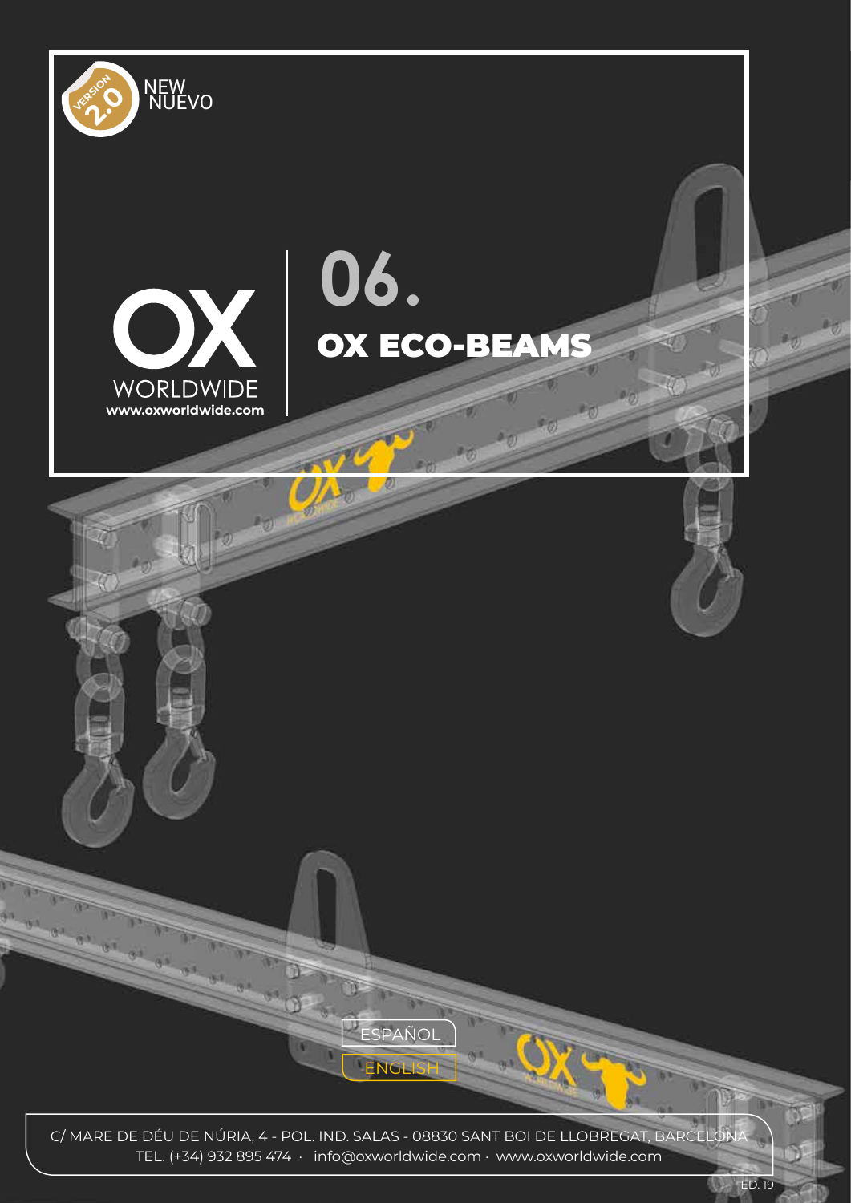VERSION 2.0 NEW NUEVO

OX WORLDWIDE
www.oxworldwide.com

# 06.

# OX ECO-BEAMS

ESPAÑOL

ENGLISH

C/ MARE DE DÉU DE NÚRIA, 4 - POL. IND. SALAS - 08830 SANT BOI DE LLOBREGAT, BARCELONA
TEL. (+34) 932 895 474 · info@oxworldwide.com · www.oxworldwide.com

ED. 19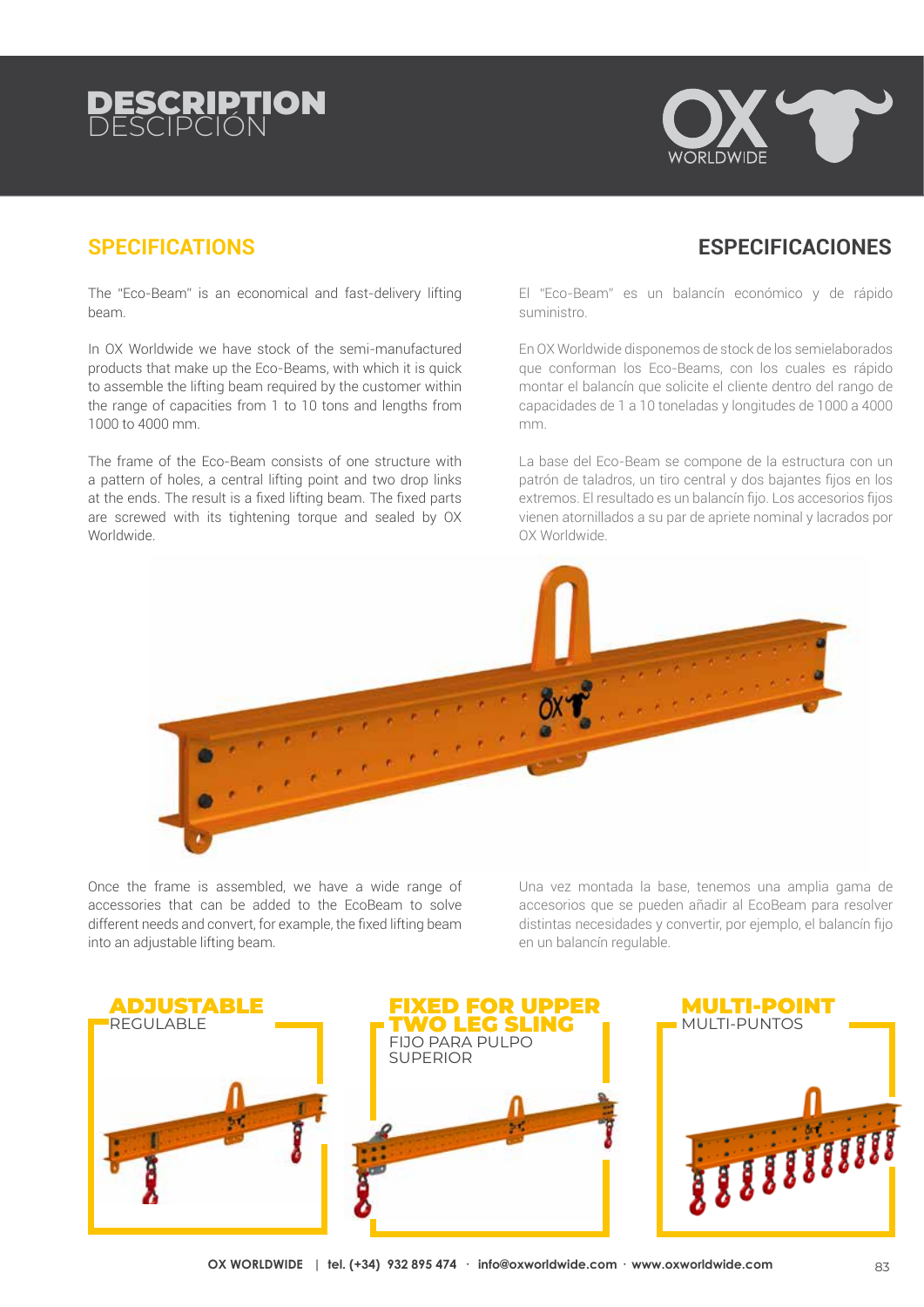# DESCRIPTION
## DESCIPCIÓN

## SPECIFICATIONS

The "Eco-Beam" is an economical and fast-delivery lifting beam.

In OX Worldwide we have stock of the semi-manufactured products that make up the Eco-Beams, with which it is quick to assemble the lifting beam required by the customer within the range of capacities from 1 to 10 tons and lengths from 1000 to 4000 mm.

The frame of the Eco-Beam consists of one structure with a pattern of holes, a central lifting point and two drop links at the ends. The result is a fixed lifting beam. The fixed parts are screwed with its tightening torque and sealed by OX Worldwide.

## ESPECIFICACIONES

El "Eco-Beam" es un balancín económico y de rápido suministro.

En OX Worldwide disponemos de stock de los semielaborados que conforman los Eco-Beams, con los cuales es rápido montar el balancín que solicite el cliente dentro del rango de capacidades de 1 a 10 toneladas y longitudes de 1000 a 4000 mm.

La base del Eco-Beam se compone de la estructura con un patrón de taladros, un tiro central y dos bajantes fijos en los extremos. El resultado es un balancín fijo. Los accesorios fijos vienen atornillados a su par de apriete nominal y lacrados por OX Worldwide.

Once the frame is assembled, we have a wide range of accessories that can be added to the EcoBeam to solve different needs and convert, for example, the fixed lifting beam into an adjustable lifting beam.

Una vez montada la base, tenemos una amplia gama de accesorios que se pueden añadir al EcoBeam para resolver distintas necesidades y convertir, por ejemplo, el balancín fijo en un balancín regulable.

### ADJUSTABLE
REGULABLE

### FIXED FOR UPPER TWO LEG SLING
FIJO PARA PULPO SUPERIOR

### MULTI-POINT
MULTI-PUNTOS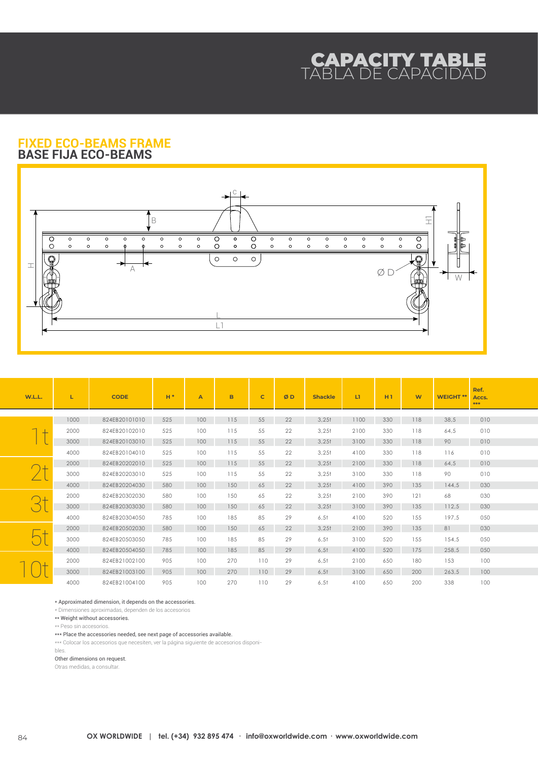# CAPACITY TABLE
TABLA DE CAPACIDAD

## FIXED ECO-BEAMS FRAME
**BASE FIJA ECO-BEAMS**

| W.L.L. | L | CODE | H * | A | B | C | Ø D | Shackle | L1 | H 1 | W | WEIGHT ** | Ref. Accs. *** |
|---|---|---|---|---|---|---|---|---|---|---|---|---|---|
| 1t | 1000 | 824EB20101010 | 525 | 100 | 115 | 55 | 22 | 3,25t | 1100 | 330 | 118 | 38,5 | 010 |
| | 2000 | 824EB20102010 | 525 | 100 | 115 | 55 | 22 | 3,25t | 2100 | 330 | 118 | 64,5 | 010 |
| | 3000 | 824EB20103010 | 525 | 100 | 115 | 55 | 22 | 3,25t | 3100 | 330 | 118 | 90 | 010 |
| | 4000 | 824EB20104010 | 525 | 100 | 115 | 55 | 22 | 3,25t | 4100 | 330 | 118 | 116 | 010 |
| 2t | 2000 | 824EB20202010 | 525 | 100 | 115 | 55 | 22 | 3,25t | 2100 | 330 | 118 | 64,5 | 010 |
| | 3000 | 824EB20203010 | 525 | 100 | 115 | 55 | 22 | 3,25t | 3100 | 330 | 118 | 90 | 010 |
| | 4000 | 824EB20204030 | 580 | 100 | 150 | 65 | 22 | 3,25t | 4100 | 390 | 135 | 144,5 | 030 |
| 3t | 2000 | 824EB20302030 | 580 | 100 | 150 | 65 | 22 | 3,25t | 2100 | 390 | 121 | 68 | 030 |
| | 3000 | 824EB20303030 | 580 | 100 | 150 | 65 | 22 | 3,25t | 3100 | 390 | 135 | 112,5 | 030 |
| | 4000 | 824EB20304050 | 785 | 100 | 185 | 85 | 29 | 6,5t | 4100 | 520 | 155 | 197,5 | 050 |
| 5t | 2000 | 824EB20502030 | 580 | 100 | 150 | 65 | 22 | 3,25t | 2100 | 390 | 135 | 81 | 030 |
| | 3000 | 824EB20503050 | 785 | 100 | 185 | 85 | 29 | 6,5t | 3100 | 520 | 155 | 154,5 | 050 |
| | 4000 | 824EB20504050 | 785 | 100 | 185 | 85 | 29 | 6,5t | 4100 | 520 | 175 | 258,5 | 050 |
| 10t | 2000 | 824EB21002100 | 905 | 100 | 270 | 110 | 29 | 6,5t | 2100 | 650 | 180 | 153 | 100 |
| | 3000 | 824EB21003100 | 905 | 100 | 270 | 110 | 29 | 6,5t | 3100 | 650 | 200 | 263,5 | 100 |
| | 4000 | 824EB21004100 | 905 | 100 | 270 | 110 | 29 | 6,5t | 4100 | 650 | 200 | 338 | 100 |

* Approximated dimension, it depends on the accessories.
* Dimensiones aproximadas, dependen de los accesorios
** Weight without accessories.
** Peso sin accesorios.
*** Place the accessories needed, see next page of accessories available.
*** Colocar los accesorios que necesiten, ver la página siguiente de accesorios disponibles.
Other dimensions on request.
Otras medidas, a consultar.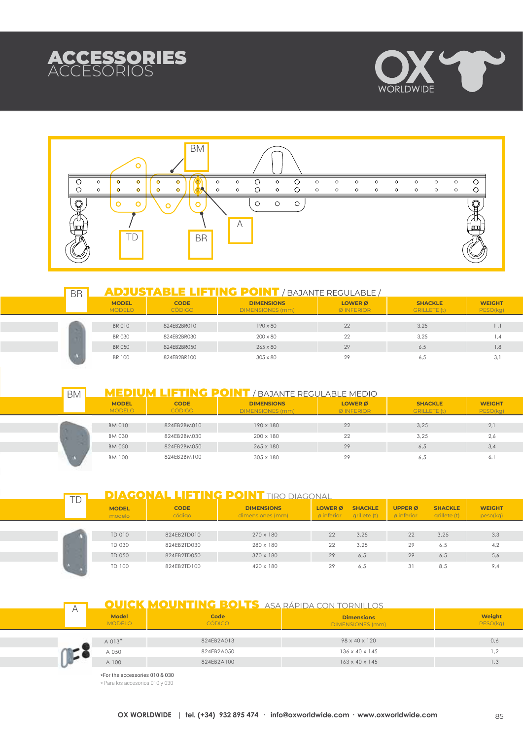# ACCESSORIES
ACCESORIOS

BM

TD

BR

A

## BR — ADJUSTABLE LIFTING POINT / BAJANTE REGULABLE /

| MODEL MODELO | CODE CÓDIGO | DIMENSIONS DIMENSIONES (mm) | LOWER Ø Ø INFERIOR | SHACKLE GRILLETE (t) | WEIGHT PESO(kg) |
|---|---|---|---|---|---|
| BR 010 | 824EB2BR010 | 190 x 80 | 22 | 3,25 | 1,1 |
| BR 030 | 824EB2BR030 | 200 x 80 | 22 | 3,25 | 1,4 |
| BR 050 | 824EB2BR050 | 265 x 80 | 29 | 6,5 | 1,8 |
| BR 100 | 824EB2BR100 | 305 x 80 | 29 | 6,5 | 3,1 |

## BM — MEDIUM LIFTING POINT / BAJANTE REGULABLE MEDIO

| MODEL MODELO | CODE CÓDIGO | DIMENSIONS DIMENSIONES (mm) | LOWER Ø Ø INFERIOR | SHACKLE GRILLETE (t) | WEIGHT PESO(kg) |
|---|---|---|---|---|---|
| BM 010 | 824EB2BM010 | 190 x 180 | 22 | 3,25 | 2,1 |
| BM 030 | 824EB2BM030 | 200 x 180 | 22 | 3,25 | 2,6 |
| BM 050 | 824EB2BM050 | 265 x 180 | 29 | 6,5 | 3,4 |
| BM 100 | 824EB2BM100 | 305 x 180 | 29 | 6,5 | 6,1 |

## TD — DIAGONAL LIFTING POINT TIRO DIAGONAL

| MODEL modelo | CODE código | DIMENSIONS dimensiones (mm) | LOWER Ø ø inferior | SHACKLE grillete (t) | UPPER Ø ø inferior | SHACKLE grillete (t) | WEIGHT peso(kg) |
|---|---|---|---|---|---|---|---|
| TD 010 | 824EB2TD010 | 270 x 180 | 22 | 3,25 | 22 | 3,25 | 3,3 |
| TD 030 | 824EB2TD030 | 280 x 180 | 22 | 3,25 | 29 | 6,5 | 4,2 |
| TD 050 | 824EB2TD050 | 370 x 180 | 29 | 6,5 | 29 | 6,5 | 5,6 |
| TD 100 | 824EB2TD100 | 420 x 180 | 29 | 6,5 | 31 | 8,5 | 9,4 |

## A — QUICK MOUNTING BOLTS ASA RÁPIDA CON TORNILLOS

| Model MODELO | Code CÓDIGO | Dimensions DIMENSIONES (mm) | Weight PESO(kg) |
|---|---|---|---|
| A 013* | 824EB2A013 | 98 x 40 x 120 | 0,6 |
| A 050 | 824EB2A050 | 136 x 40 x 145 | 1,2 |
| A 100 | 824EB2A100 | 163 x 40 x 145 | 1,3 |

*For the accessories 010 & 030
* Para los accesorios 010 y 030

**OX WORLDWIDE** | **tel. (+34) 932 895 474** · **info@oxworldwide.com** · **www.oxworldwide.com**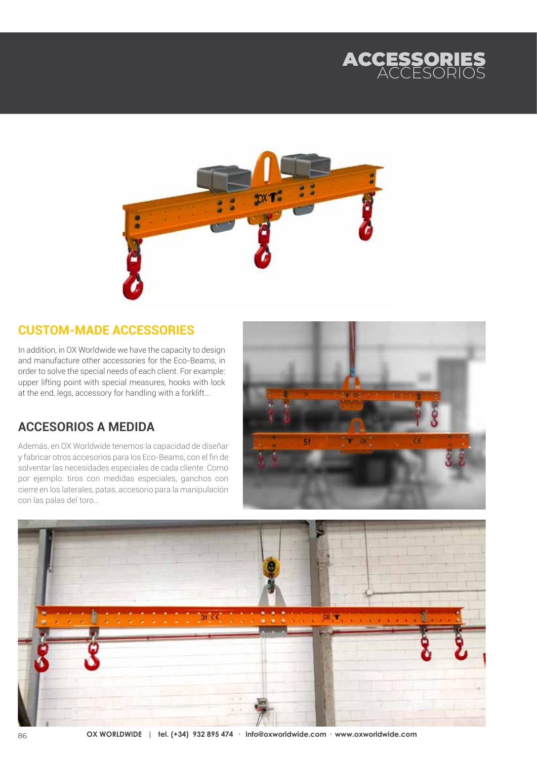# ACCESSORIES
## ACCESORIOS

## CUSTOM-MADE ACCESSORIES

In addition, in OX Worldwide we have the capacity to design and manufacture other accessories for the Eco-Beams, in order to solve the special needs of each client. For example: upper lifting point with special measures, hooks with lock at the end, legs, accessory for handling with a forklift...

## ACCESORIOS A MEDIDA

Además, en OX Worldwide tenemos la capacidad de diseñar y fabricar otros accesorios para los Eco-Beams, con el fin de solventar las necesidades especiales de cada cliente. Como por ejemplo: tiros con medidas especiales, ganchos con cierre en los laterales, patas, accesorio para la manipulación con las palas del toro...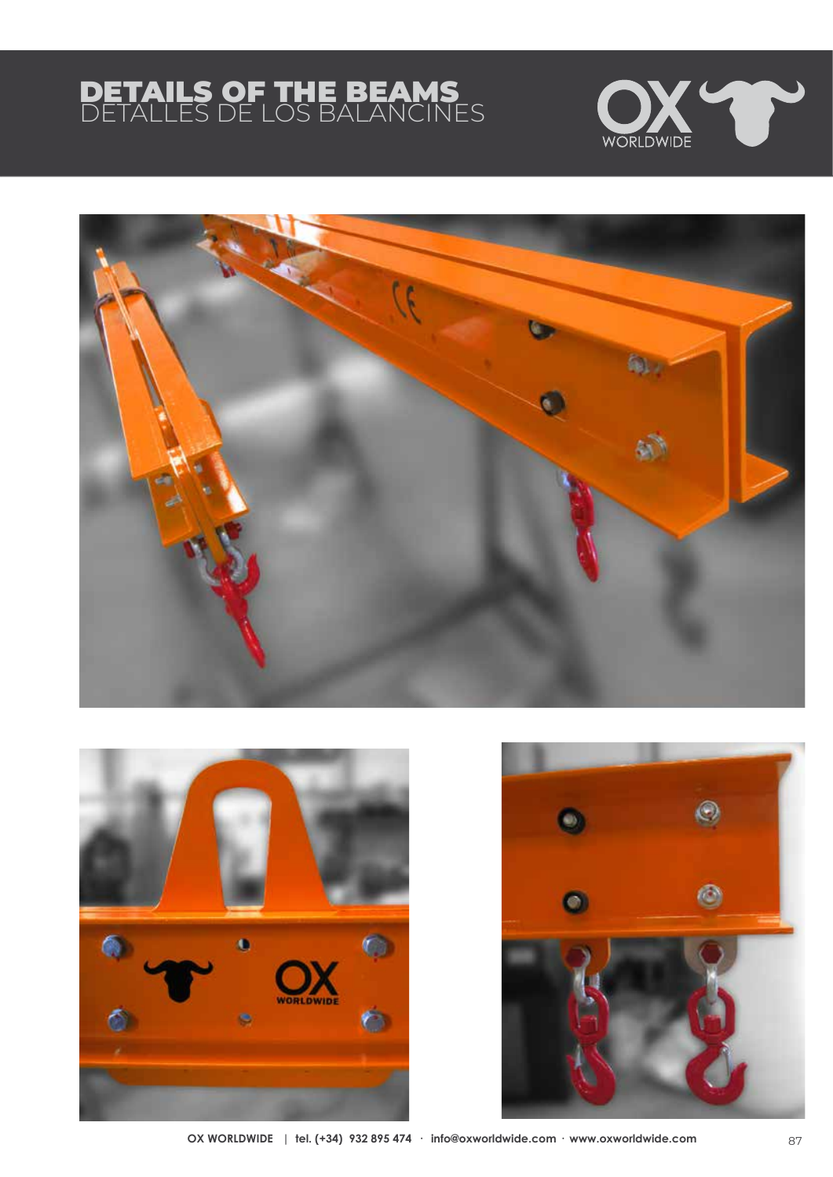# DETAILS OF THE BEAMS
## DETALLES DE LOS BALANCINES